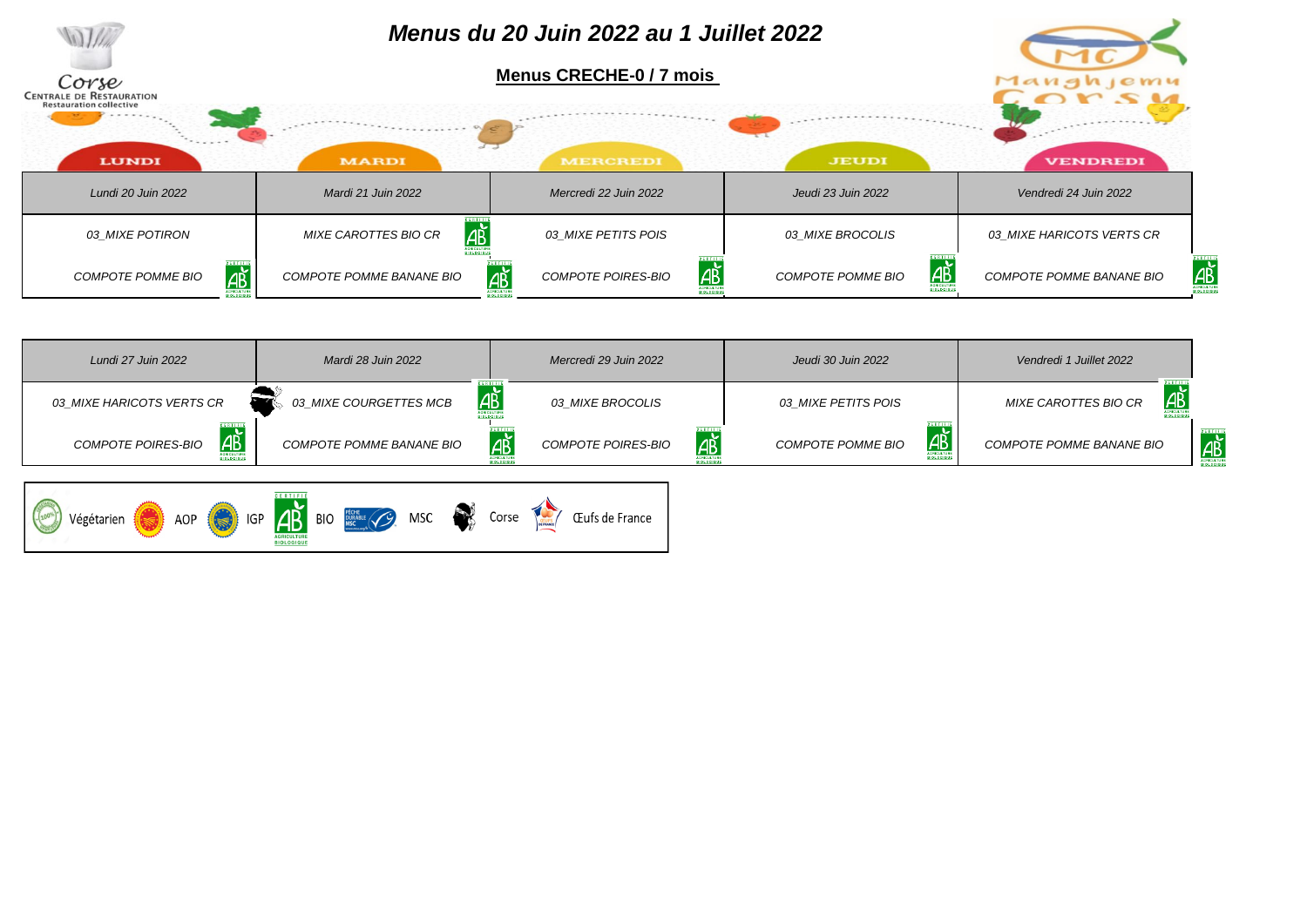# Menus du 20 Juin 2022 au 1 Juillet 2022

## Menus CRECHE-0 / 7 mois

Corse
CENTRALE DE RESTAURATION
Restauration collective

Manghjemu Corsu

| LUNDI | MARDI | MERCREDI | JEUDI | VENDREDI |
|---|---|---|---|---|
| *Lundi 20 Juin 2022* | *Mardi 21 Juin 2022* | *Mercredi 22 Juin 2022* | *Jeudi 23 Juin 2022* | *Vendredi 24 Juin 2022* |
| *03_MIXE POTIRON* | *MIXE CAROTTES BIO CR* (AB) | *03_MIXE PETITS POIS* | *03_MIXE BROCOLIS* | *03_MIXE HARICOTS VERTS CR* |
| *COMPOTE POMME BIO* (AB) | *COMPOTE POMME BANANE BIO* (AB) | *COMPOTE POIRES-BIO* (AB) | *COMPOTE POMME BIO* (AB) | *COMPOTE POMME BANANE BIO* (AB) |

| Lundi | Mardi | Mercredi | Jeudi | Vendredi |
|---|---|---|---|---|
| *Lundi 27 Juin 2022* | *Mardi 28 Juin 2022* | *Mercredi 29 Juin 2022* | *Jeudi 30 Juin 2022* | *Vendredi 1 Juillet 2022* |
| *03_MIXE HARICOTS VERTS CR* | (Corse) *03_MIXE COURGETTES MCB* (AB) | *03_MIXE BROCOLIS* | *03_MIXE PETITS POIS* | *MIXE CAROTTES BIO CR* (AB) |
| *COMPOTE POIRES-BIO* (AB) | *COMPOTE POMME BANANE BIO* (AB) | *COMPOTE POIRES-BIO* (AB) | *COMPOTE POMME BIO* (AB) | *COMPOTE POMME BANANE BIO* (AB) |

Végétarien | AOP | IGP | BIO | MSC | Corse | Œufs de France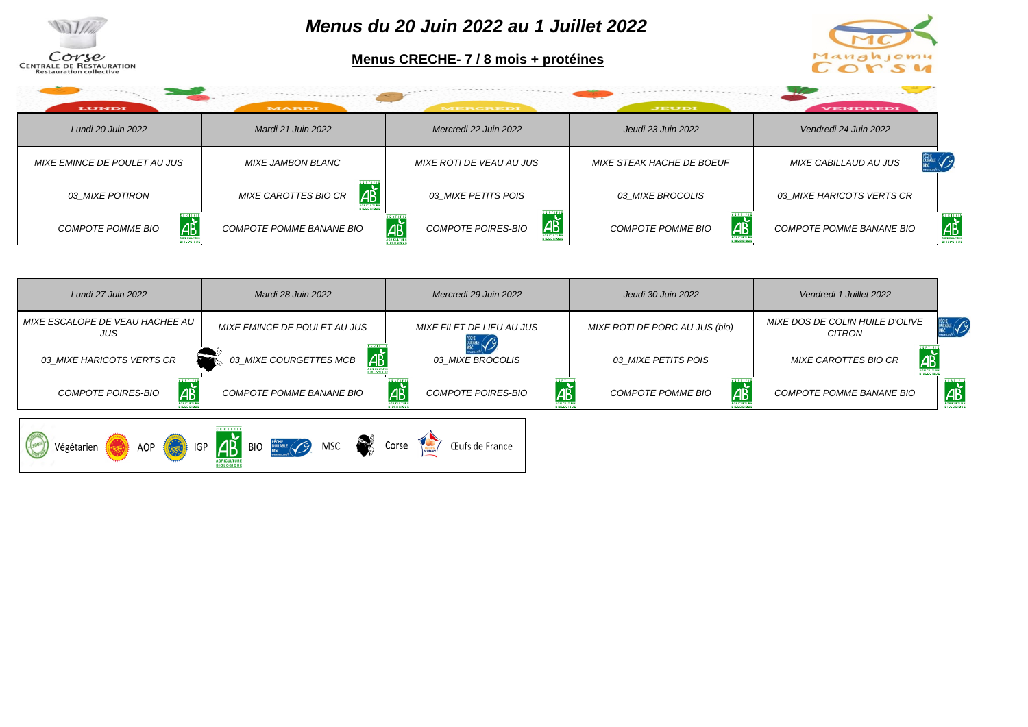# Menus du 20 Juin 2022 au 1 Juillet 2022

## Menus CRECHE- 7 / 8 mois + protéines

| LUNDI | MARDI | MERCREDI | JEUDI | VENDREDI |
|---|---|---|---|---|
| *Lundi 20 Juin 2022* | *Mardi 21 Juin 2022* | *Mercredi 22 Juin 2022* | *Jeudi 23 Juin 2022* | *Vendredi 24 Juin 2022* |
| *MIXE EMINCE DE POULET AU JUS* | *MIXE JAMBON BLANC* | *MIXE ROTI DE VEAU AU JUS* | *MIXE STEAK HACHE DE BOEUF* | *MIXE CABILLAUD AU JUS* |
| *03_MIXE POTIRON* | *MIXE CAROTTES BIO CR* | *03_MIXE PETITS POIS* | *03_MIXE BROCOLIS* | *03_MIXE HARICOTS VERTS CR* |
| *COMPOTE POMME BIO* | *COMPOTE POMME BANANE BIO* | *COMPOTE POIRES-BIO* | *COMPOTE POMME BIO* | *COMPOTE POMME BANANE BIO* |

| | | | | |
|---|---|---|---|---|
| *Lundi 27 Juin 2022* | *Mardi 28 Juin 2022* | *Mercredi 29 Juin 2022* | *Jeudi 30 Juin 2022* | *Vendredi 1 Juillet 2022* |
| *MIXE ESCALOPE DE VEAU HACHEE AU JUS* | *MIXE EMINCE DE POULET AU JUS* | *MIXE FILET DE LIEU AU JUS* | *MIXE ROTI DE PORC AU JUS (bio)* | *MIXE DOS DE COLIN HUILE D'OLIVE CITRON* |
| *03_MIXE HARICOTS VERTS CR* | *03_MIXE COURGETTES MCB* | *03_MIXE BROCOLIS* | *03_MIXE PETITS POIS* | *MIXE CAROTTES BIO CR* |
| *COMPOTE POIRES-BIO* | *COMPOTE POMME BANANE BIO* | *COMPOTE POIRES-BIO* | *COMPOTE POMME BIO* | *COMPOTE POMME BANANE BIO* |

Végétarien AOP IGP BIO MSC Corse Œufs de France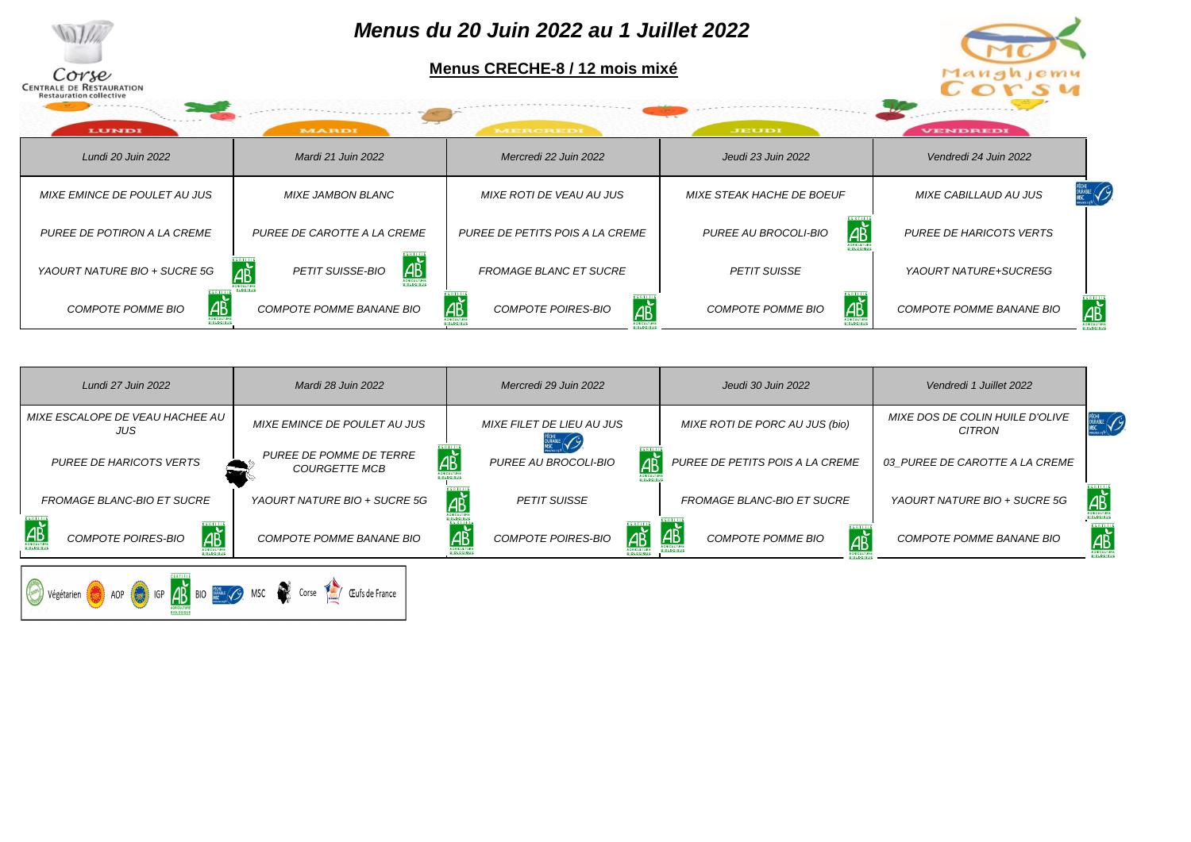Corse
CENTRALE DE RESTAURATION
Restauration collective

# Menus du 20 Juin 2022 au 1 Juillet 2022

## Menus CRECHE-8 / 12 mois mixé

Manghjemu Corsu

| LUNDI | MARDI | MERCREDI | JEUDI | VENDREDI |
|---|---|---|---|---|
| *Lundi 20 Juin 2022* | *Mardi 21 Juin 2022* | *Mercredi 22 Juin 2022* | *Jeudi 23 Juin 2022* | *Vendredi 24 Juin 2022* |
| *MIXE EMINCE DE POULET AU JUS* | *MIXE JAMBON BLANC* | *MIXE ROTI DE VEAU AU JUS* | *MIXE STEAK HACHE DE BOEUF* | *MIXE CABILLAUD AU JUS* |
| *PUREE DE POTIRON A LA CREME* | *PUREE DE CAROTTE A LA CREME* | *PUREE DE PETITS POIS A LA CREME* | *PUREE AU BROCOLI-BIO* | *PUREE DE HARICOTS VERTS* |
| *YAOURT NATURE BIO + SUCRE 5G* | *PETIT SUISSE-BIO* | *FROMAGE BLANC ET SUCRE* | *PETIT SUISSE* | *YAOURT NATURE+SUCRE5G* |
| *COMPOTE POMME BIO* | *COMPOTE POMME BANANE BIO* | *COMPOTE POIRES-BIO* | *COMPOTE POMME BIO* | *COMPOTE POMME BANANE BIO* |

| LUNDI | MARDI | MERCREDI | JEUDI | VENDREDI |
|---|---|---|---|---|
| *Lundi 27 Juin 2022* | *Mardi 28 Juin 2022* | *Mercredi 29 Juin 2022* | *Jeudi 30 Juin 2022* | *Vendredi 1 Juillet 2022* |
| *MIXE ESCALOPE DE VEAU HACHEE AU JUS* | *MIXE EMINCE DE POULET AU JUS* | *MIXE FILET DE LIEU AU JUS* | *MIXE ROTI DE PORC AU JUS (bio)* | *MIXE DOS DE COLIN HUILE D'OLIVE CITRON* |
| *PUREE DE HARICOTS VERTS* | *PUREE DE POMME DE TERRE COURGETTE MCB* | *PUREE AU BROCOLI-BIO* | *PUREE DE PETITS POIS A LA CREME* | *03_PUREE DE CAROTTE A LA CREME* |
| *FROMAGE BLANC-BIO ET SUCRE* | *YAOURT NATURE BIO + SUCRE 5G* | *PETIT SUISSE* | *FROMAGE BLANC-BIO ET SUCRE* | *YAOURT NATURE BIO + SUCRE 5G* |
| *COMPOTE POIRES-BIO* | *COMPOTE POMME BANANE BIO* | *COMPOTE POIRES-BIO* | *COMPOTE POMME BIO* | *COMPOTE POMME BANANE BIO* |

Végétarien | AOP | IGP | BIO | MSC | Corse | Œufs de France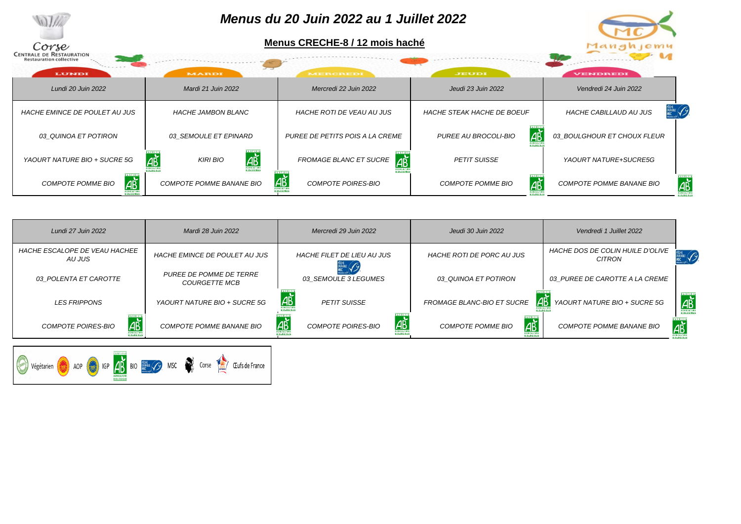# Menus du 20 Juin 2022 au 1 Juillet 2022

## Menus CRECHE-8 / 12 mois haché

Corse
CENTRALE DE RESTAURATION
Restauration collective

Manghjemu

| LUNDI | MARDI | MERCREDI | JEUDI | VENDREDI |
|---|---|---|---|---|
| Lundi 20 Juin 2022 | Mardi 21 Juin 2022 | Mercredi 22 Juin 2022 | Jeudi 23 Juin 2022 | Vendredi 24 Juin 2022 |
| HACHE EMINCE DE POULET AU JUS | HACHE JAMBON BLANC | HACHE ROTI DE VEAU AU JUS | HACHE STEAK HACHE DE BOEUF | HACHE CABILLAUD AU JUS |
| 03_QUINOA ET POTIRON | 03_SEMOULE ET EPINARD | PUREE DE PETITS POIS A LA CREME | PUREE AU BROCOLI-BIO | 03_BOULGHOUR ET CHOUX FLEUR |
| YAOURT NATURE BIO + SUCRE 5G | KIRI BIO | FROMAGE BLANC ET SUCRE | PETIT SUISSE | YAOURT NATURE+SUCRE5G |
| COMPOTE POMME BIO | COMPOTE POMME BANANE BIO | COMPOTE POIRES-BIO | COMPOTE POMME BIO | COMPOTE POMME BANANE BIO |

| Lundi 27 Juin 2022 | Mardi 28 Juin 2022 | Mercredi 29 Juin 2022 | Jeudi 30 Juin 2022 | Vendredi 1 Juillet 2022 |
|---|---|---|---|---|
| HACHE ESCALOPE DE VEAU HACHEE AU JUS | HACHE EMINCE DE POULET AU JUS | HACHE FILET DE LIEU AU JUS | HACHE ROTI DE PORC AU JUS | HACHE DOS DE COLIN HUILE D'OLIVE CITRON |
| 03_POLENTA ET CAROTTE | PUREE DE POMME DE TERRE COURGETTE MCB | 03_SEMOULE 3 LEGUMES | 03_QUINOA ET POTIRON | 03_PUREE DE CAROTTE A LA CREME |
| LES FRIPPONS | YAOURT NATURE BIO + SUCRE 5G | PETIT SUISSE | FROMAGE BLANC-BIO ET SUCRE | YAOURT NATURE BIO + SUCRE 5G |
| COMPOTE POIRES-BIO | COMPOTE POMME BANANE BIO | COMPOTE POIRES-BIO | COMPOTE POMME BIO | COMPOTE POMME BANANE BIO |

Végétarien AOP IGP BIO MSC Corse Œufs de France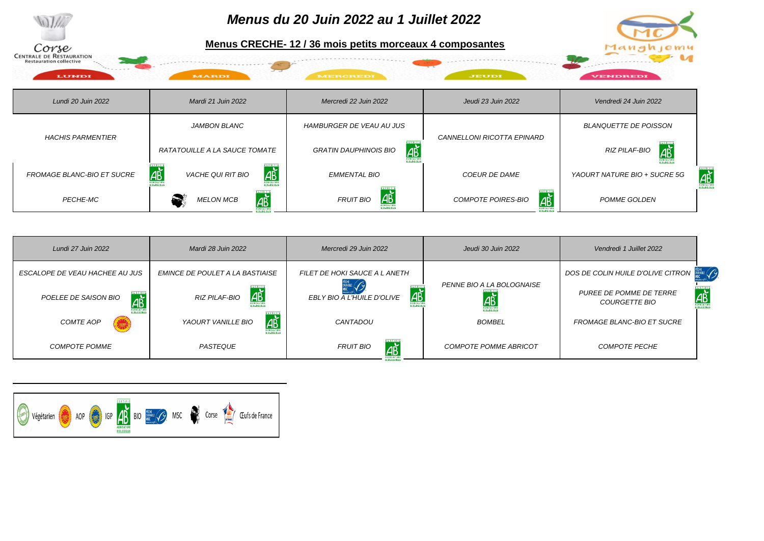# Menus du 20 Juin 2022 au 1 Juillet 2022

## Menus CRECHE- 12 / 36 mois petits morceaux 4 composantes

Corse
CENTRALE DE RESTAURATION
Restauration collective

| Lundi 20 Juin 2022 | Mardi 21 Juin 2022 | Mercredi 22 Juin 2022 | Jeudi 23 Juin 2022 | Vendredi 24 Juin 2022 |
|---|---|---|---|---|
| HACHIS PARMENTIER | JAMBON BLANC | HAMBURGER DE VEAU AU JUS | CANNELLONI RICOTTA EPINARD | BLANQUETTE DE POISSON |
| | RATATOUILLE A LA SAUCE TOMATE | GRATIN DAUPHINOIS BIO | | RIZ PILAF-BIO |
| FROMAGE BLANC-BIO ET SUCRE | VACHE QUI RIT BIO | EMMENTAL BIO | COEUR DE DAME | YAOURT NATURE BIO + SUCRE 5G |
| PECHE-MC | MELON MCB | FRUIT BIO | COMPOTE POIRES-BIO | POMME GOLDEN |

| Lundi 27 Juin 2022 | Mardi 28 Juin 2022 | Mercredi 29 Juin 2022 | Jeudi 30 Juin 2022 | Vendredi 1 Juillet 2022 |
|---|---|---|---|---|
| ESCALOPE DE VEAU HACHEE AU JUS | EMINCE DE POULET A LA BASTIAISE | FILET DE HOKI SAUCE A L ANETH | PENNE BIO A LA BOLOGNAISE | DOS DE COLIN HUILE D'OLIVE CITRON |
| POELEE DE SAISON BIO | RIZ PILAF-BIO | EBLY BIO A L'HUILE D'OLIVE | | PUREE DE POMME DE TERRE COURGETTE BIO |
| COMTE AOP | YAOURT VANILLE BIO | CANTADOU | BOMBEL | FROMAGE BLANC-BIO ET SUCRE |
| COMPOTE POMME | PASTEQUE | FRUIT BIO | COMPOTE POMME ABRICOT | COMPOTE PECHE |

Végétarien AOP IGP BIO MSC Corse Œufs de France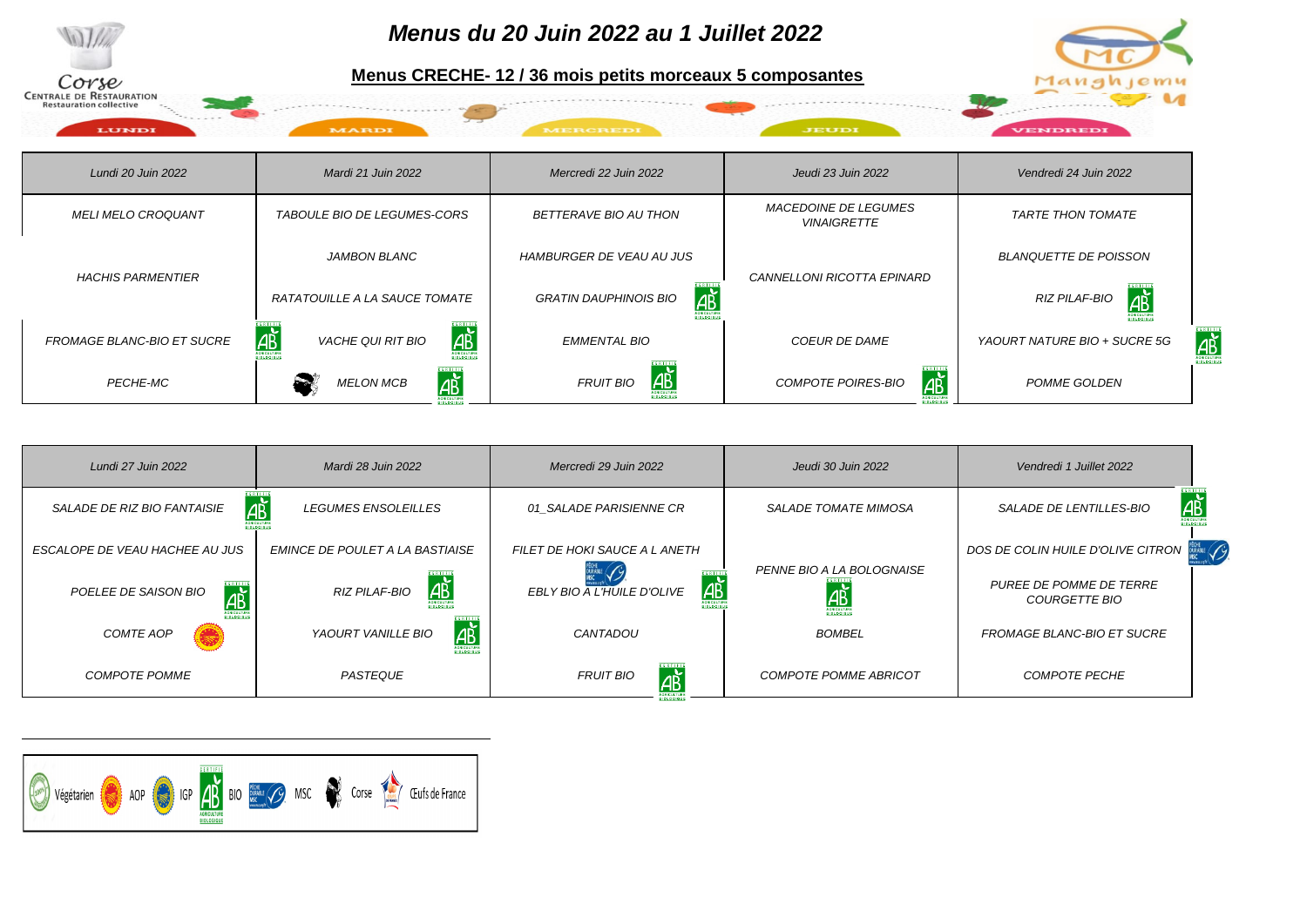# Menus du 20 Juin 2022 au 1 Juillet 2022

## Menus CRECHE- 12 / 36 mois petits morceaux 5 composantes

Corse
CENTRALE DE RESTAURATION
Restauration collective

Manghjemu

LUNDI | MARDI | MERCREDI | JEUDI | VENDREDI

| Lundi 20 Juin 2022 | Mardi 21 Juin 2022 | Mercredi 22 Juin 2022 | Jeudi 23 Juin 2022 | Vendredi 24 Juin 2022 |
|---|---|---|---|---|
| MELI MELO CROQUANT | TABOULE BIO DE LEGUMES-CORS | BETTERAVE BIO AU THON | MACEDOINE DE LEGUMES VINAIGRETTE | TARTE THON TOMATE |
| HACHIS PARMENTIER | JAMBON BLANC | HAMBURGER DE VEAU AU JUS | CANNELLONI RICOTTA EPINARD | BLANQUETTE DE POISSON |
| | RATATOUILLE A LA SAUCE TOMATE | GRATIN DAUPHINOIS BIO | | RIZ PILAF-BIO |
| FROMAGE BLANC-BIO ET SUCRE | VACHE QUI RIT BIO | EMMENTAL BIO | COEUR DE DAME | YAOURT NATURE BIO + SUCRE 5G |
| PECHE-MC | MELON MCB | FRUIT BIO | COMPOTE POIRES-BIO | POMME GOLDEN |

| Lundi 27 Juin 2022 | Mardi 28 Juin 2022 | Mercredi 29 Juin 2022 | Jeudi 30 Juin 2022 | Vendredi 1 Juillet 2022 |
|---|---|---|---|---|
| SALADE DE RIZ BIO FANTAISIE | LEGUMES ENSOLEILLES | 01_SALADE PARISIENNE CR | SALADE TOMATE MIMOSA | SALADE DE LENTILLES-BIO |
| ESCALOPE DE VEAU HACHEE AU JUS | EMINCE DE POULET A LA BASTIAISE | FILET DE HOKI SAUCE A L ANETH | PENNE BIO A LA BOLOGNAISE | DOS DE COLIN HUILE D'OLIVE CITRON |
| POELEE DE SAISON BIO | RIZ PILAF-BIO | EBLY BIO A L'HUILE D'OLIVE | | PUREE DE POMME DE TERRE COURGETTE BIO |
| COMTE AOP | YAOURT VANILLE BIO | CANTADOU | BOMBEL | FROMAGE BLANC-BIO ET SUCRE |
| COMPOTE POMME | PASTEQUE | FRUIT BIO | COMPOTE POMME ABRICOT | COMPOTE PECHE |

Végétarien | AOP | IGP | BIO | MSC | Corse | Œufs de France